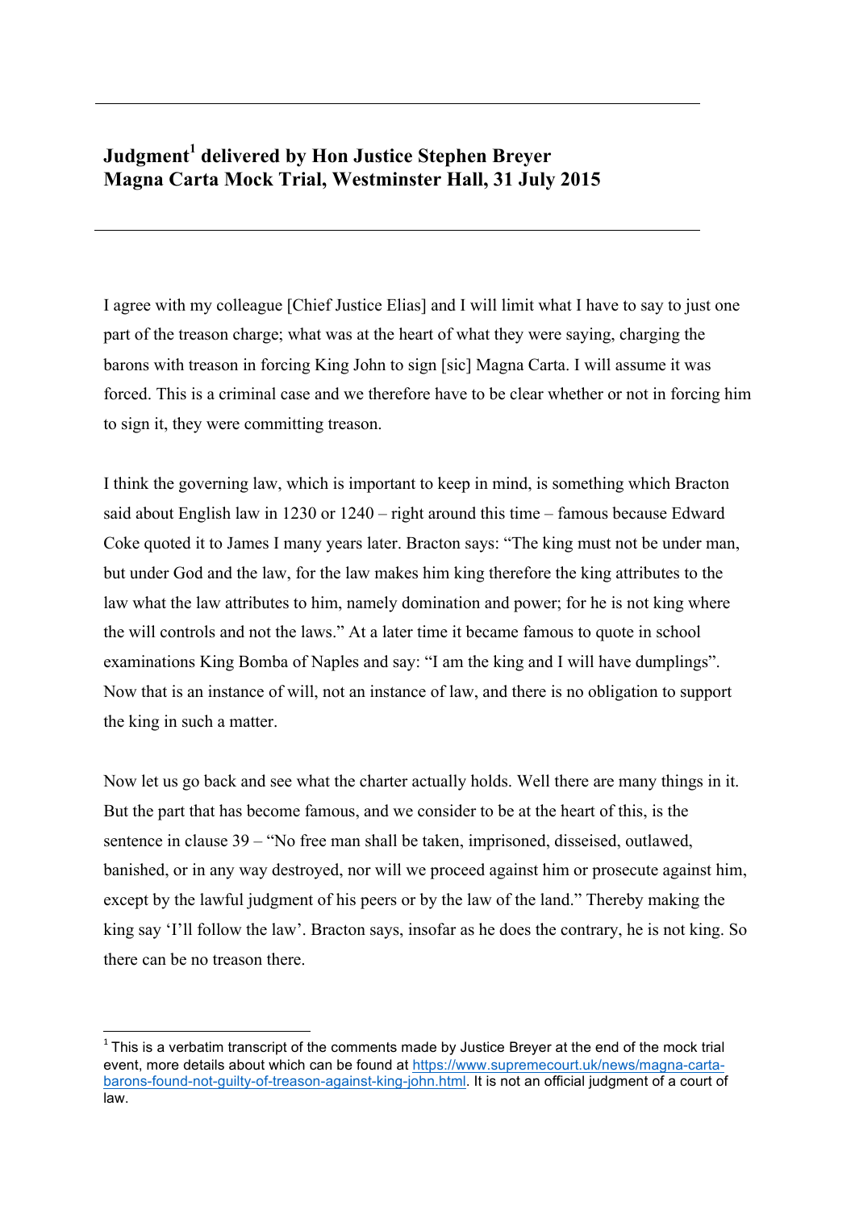## Judgment[1] delivered by Hon Justice Stephen Breyer
## Magna Carta Mock Trial, Westminster Hall, 31 July 2015

---

I agree with my colleague [Chief Justice Elias] and I will limit what I have to say to just one part of the treason charge; what was at the heart of what they were saying, charging the barons with treason in forcing King John to sign [sic] Magna Carta. I will assume it was forced. This is a criminal case and we therefore have to be clear whether or not in forcing him to sign it, they were committing treason.

I think the governing law, which is important to keep in mind, is something which Bracton said about English law in 1230 or 1240 – right around this time – famous because Edward Coke quoted it to James I many years later. Bracton says: "The king must not be under man, but under God and the law, for the law makes him king therefore the king attributes to the law what the law attributes to him, namely domination and power; for he is not king where the will controls and not the laws." At a later time it became famous to quote in school examinations King Bomba of Naples and say: "I am the king and I will have dumplings". Now that is an instance of will, not an instance of law, and there is no obligation to support the king in such a matter.

Now let us go back and see what the charter actually holds. Well there are many things in it. But the part that has become famous, and we consider to be at the heart of this, is the sentence in clause 39 – "No free man shall be taken, imprisoned, disseised, outlawed, banished, or in any way destroyed, nor will we proceed against him or prosecute against him, except by the lawful judgment of his peers or by the law of the land." Thereby making the king say 'I'll follow the law'. Bracton says, insofar as he does the contrary, he is not king. So there can be no treason there.

---

[1] This is a verbatim transcript of the comments made by Justice Breyer at the end of the mock trial event, more details about which can be found at https://www.supremecourt.uk/news/magna-carta-barons-found-not-guilty-of-treason-against-king-john.html. It is not an official judgment of a court of law.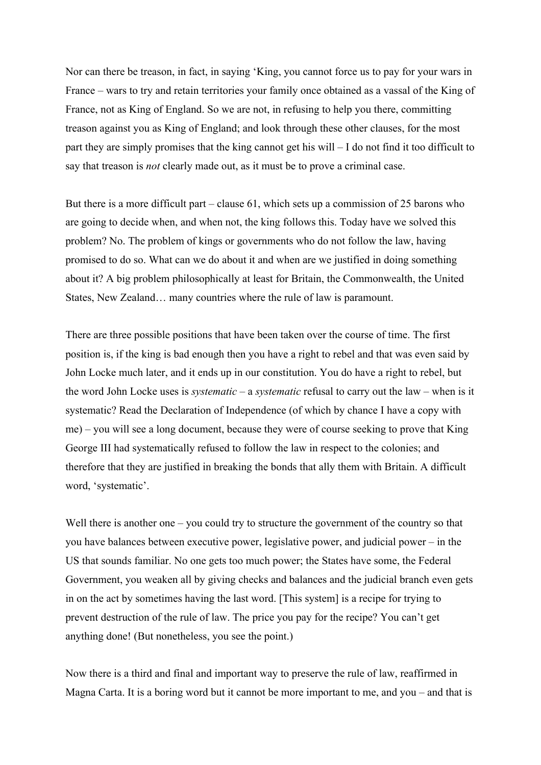Nor can there be treason, in fact, in saying 'King, you cannot force us to pay for your wars in France – wars to try and retain territories your family once obtained as a vassal of the King of France, not as King of England. So we are not, in refusing to help you there, committing treason against you as King of England; and look through these other clauses, for the most part they are simply promises that the king cannot get his will – I do not find it too difficult to say that treason is *not* clearly made out, as it must be to prove a criminal case.

But there is a more difficult part – clause 61, which sets up a commission of 25 barons who are going to decide when, and when not, the king follows this. Today have we solved this problem? No. The problem of kings or governments who do not follow the law, having promised to do so. What can we do about it and when are we justified in doing something about it? A big problem philosophically at least for Britain, the Commonwealth, the United States, New Zealand… many countries where the rule of law is paramount.

There are three possible positions that have been taken over the course of time. The first position is, if the king is bad enough then you have a right to rebel and that was even said by John Locke much later, and it ends up in our constitution. You do have a right to rebel, but the word John Locke uses is *systematic* – a *systematic* refusal to carry out the law – when is it systematic? Read the Declaration of Independence (of which by chance I have a copy with me) – you will see a long document, because they were of course seeking to prove that King George III had systematically refused to follow the law in respect to the colonies; and therefore that they are justified in breaking the bonds that ally them with Britain. A difficult word, 'systematic'.

Well there is another one – you could try to structure the government of the country so that you have balances between executive power, legislative power, and judicial power – in the US that sounds familiar. No one gets too much power; the States have some, the Federal Government, you weaken all by giving checks and balances and the judicial branch even gets in on the act by sometimes having the last word. [This system] is a recipe for trying to prevent destruction of the rule of law. The price you pay for the recipe? You can't get anything done! (But nonetheless, you see the point.)

Now there is a third and final and important way to preserve the rule of law, reaffirmed in Magna Carta. It is a boring word but it cannot be more important to me, and you – and that is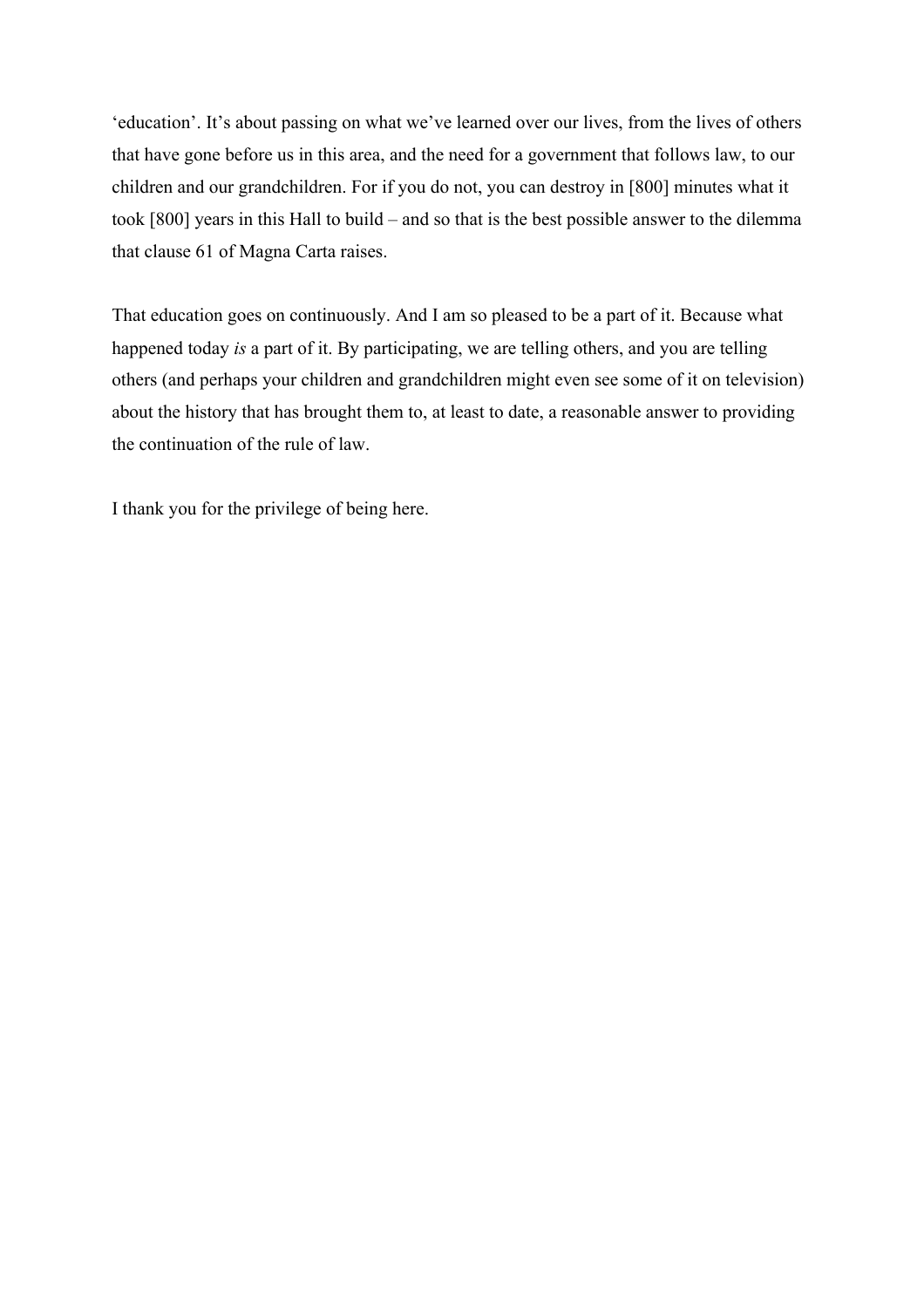'education'. It's about passing on what we've learned over our lives, from the lives of others that have gone before us in this area, and the need for a government that follows law, to our children and our grandchildren. For if you do not, you can destroy in [800] minutes what it took [800] years in this Hall to build – and so that is the best possible answer to the dilemma that clause 61 of Magna Carta raises.

That education goes on continuously. And I am so pleased to be a part of it. Because what happened today *is* a part of it. By participating, we are telling others, and you are telling others (and perhaps your children and grandchildren might even see some of it on television) about the history that has brought them to, at least to date, a reasonable answer to providing the continuation of the rule of law.

I thank you for the privilege of being here.